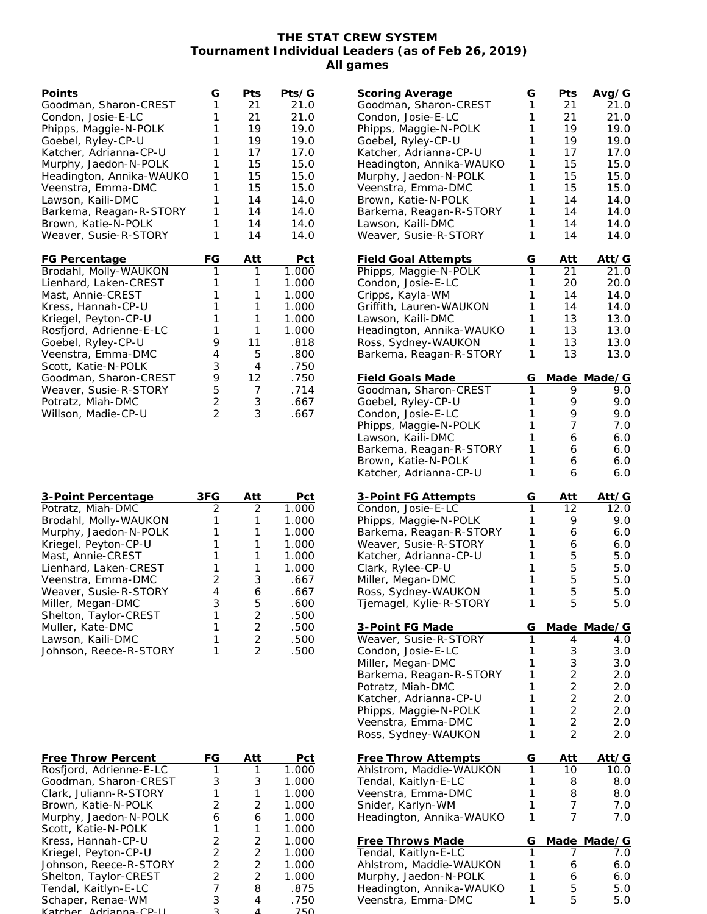# THE STAT CREW SYSTEM
## Tournament Individual Leaders (as of Feb 26, 2019)
### All games

**Points**

| Points | G | Pts | Pts/G |
|---|---|---|---|
| Goodman, Sharon-CREST | 1 | 21 | 21.0 |
| Condon, Josie-E-LC | 1 | 21 | 21.0 |
| Phipps, Maggie-N-POLK | 1 | 19 | 19.0 |
| Goebel, Ryley-CP-U | 1 | 19 | 19.0 |
| Katcher, Adrianna-CP-U | 1 | 17 | 17.0 |
| Murphy, Jaedon-N-POLK | 1 | 15 | 15.0 |
| Headington, Annika-WAUKO | 1 | 15 | 15.0 |
| Veenstra, Emma-DMC | 1 | 15 | 15.0 |
| Lawson, Kaili-DMC | 1 | 14 | 14.0 |
| Barkema, Reagan-R-STORY | 1 | 14 | 14.0 |
| Brown, Katie-N-POLK | 1 | 14 | 14.0 |
| Weaver, Susie-R-STORY | 1 | 14 | 14.0 |

**Scoring Average**

| Scoring Average | G | Pts | Avg/G |
|---|---|---|---|
| Goodman, Sharon-CREST | 1 | 21 | 21.0 |
| Condon, Josie-E-LC | 1 | 21 | 21.0 |
| Phipps, Maggie-N-POLK | 1 | 19 | 19.0 |
| Goebel, Ryley-CP-U | 1 | 19 | 19.0 |
| Katcher, Adrianna-CP-U | 1 | 17 | 17.0 |
| Headington, Annika-WAUKO | 1 | 15 | 15.0 |
| Murphy, Jaedon-N-POLK | 1 | 15 | 15.0 |
| Veenstra, Emma-DMC | 1 | 15 | 15.0 |
| Brown, Katie-N-POLK | 1 | 14 | 14.0 |
| Barkema, Reagan-R-STORY | 1 | 14 | 14.0 |
| Lawson, Kaili-DMC | 1 | 14 | 14.0 |
| Weaver, Susie-R-STORY | 1 | 14 | 14.0 |

**FG Percentage**

| FG Percentage | FG | Att | Pct |
|---|---|---|---|
| Brodahl, Molly-WAUKON | 1 | 1 | 1.000 |
| Lienhard, Laken-CREST | 1 | 1 | 1.000 |
| Mast, Annie-CREST | 1 | 1 | 1.000 |
| Kress, Hannah-CP-U | 1 | 1 | 1.000 |
| Kriegel, Peyton-CP-U | 1 | 1 | 1.000 |
| Rosfjord, Adrienne-E-LC | 1 | 1 | 1.000 |
| Goebel, Ryley-CP-U | 9 | 11 | .818 |
| Veenstra, Emma-DMC | 4 | 5 | .800 |
| Scott, Katie-N-POLK | 3 | 4 | .750 |
| Goodman, Sharon-CREST | 9 | 12 | .750 |
| Weaver, Susie-R-STORY | 5 | 7 | .714 |
| Potratz, Miah-DMC | 2 | 3 | .667 |
| Willson, Madie-CP-U | 2 | 3 | .667 |

**Field Goal Attempts**

| Field Goal Attempts | G | Att | Att/G |
|---|---|---|---|
| Phipps, Maggie-N-POLK | 1 | 21 | 21.0 |
| Condon, Josie-E-LC | 1 | 20 | 20.0 |
| Cripps, Kayla-WM | 1 | 14 | 14.0 |
| Griffith, Lauren-WAUKON | 1 | 14 | 14.0 |
| Lawson, Kaili-DMC | 1 | 13 | 13.0 |
| Headington, Annika-WAUKO | 1 | 13 | 13.0 |
| Ross, Sydney-WAUKON | 1 | 13 | 13.0 |
| Barkema, Reagan-R-STORY | 1 | 13 | 13.0 |

**Field Goals Made**

| Field Goals Made | G | Made | Made/G |
|---|---|---|---|
| Goodman, Sharon-CREST | 1 | 9 | 9.0 |
| Goebel, Ryley-CP-U | 1 | 9 | 9.0 |
| Condon, Josie-E-LC | 1 | 9 | 9.0 |
| Phipps, Maggie-N-POLK | 1 | 7 | 7.0 |
| Lawson, Kaili-DMC | 1 | 6 | 6.0 |
| Barkema, Reagan-R-STORY | 1 | 6 | 6.0 |
| Brown, Katie-N-POLK | 1 | 6 | 6.0 |
| Katcher, Adrianna-CP-U | 1 | 6 | 6.0 |

**3-Point Percentage**

| 3-Point Percentage | 3FG | Att | Pct |
|---|---|---|---|
| Potratz, Miah-DMC | 2 | 2 | 1.000 |
| Brodahl, Molly-WAUKON | 1 | 1 | 1.000 |
| Murphy, Jaedon-N-POLK | 1 | 1 | 1.000 |
| Kriegel, Peyton-CP-U | 1 | 1 | 1.000 |
| Mast, Annie-CREST | 1 | 1 | 1.000 |
| Lienhard, Laken-CREST | 1 | 1 | 1.000 |
| Veenstra, Emma-DMC | 2 | 3 | .667 |
| Weaver, Susie-R-STORY | 4 | 6 | .667 |
| Miller, Megan-DMC | 3 | 5 | .600 |
| Shelton, Taylor-CREST | 1 | 2 | .500 |
| Muller, Kate-DMC | 1 | 2 | .500 |
| Lawson, Kaili-DMC | 1 | 2 | .500 |
| Johnson, Reece-R-STORY | 1 | 2 | .500 |

**3-Point FG Attempts**

| 3-Point FG Attempts | G | Att | Att/G |
|---|---|---|---|
| Condon, Josie-E-LC | 1 | 12 | 12.0 |
| Phipps, Maggie-N-POLK | 1 | 9 | 9.0 |
| Barkema, Reagan-R-STORY | 1 | 6 | 6.0 |
| Weaver, Susie-R-STORY | 1 | 6 | 6.0 |
| Katcher, Adrianna-CP-U | 1 | 5 | 5.0 |
| Clark, Rylee-CP-U | 1 | 5 | 5.0 |
| Miller, Megan-DMC | 1 | 5 | 5.0 |
| Ross, Sydney-WAUKON | 1 | 5 | 5.0 |
| Tjemagel, Kylie-R-STORY | 1 | 5 | 5.0 |

**3-Point FG Made**

| 3-Point FG Made | G | Made | Made/G |
|---|---|---|---|
| Weaver, Susie-R-STORY | 1 | 4 | 4.0 |
| Condon, Josie-E-LC | 1 | 3 | 3.0 |
| Miller, Megan-DMC | 1 | 3 | 3.0 |
| Barkema, Reagan-R-STORY | 1 | 2 | 2.0 |
| Potratz, Miah-DMC | 1 | 2 | 2.0 |
| Katcher, Adrianna-CP-U | 1 | 2 | 2.0 |
| Phipps, Maggie-N-POLK | 1 | 2 | 2.0 |
| Veenstra, Emma-DMC | 1 | 2 | 2.0 |
| Ross, Sydney-WAUKON | 1 | 2 | 2.0 |

**Free Throw Percent**

| Free Throw Percent | FG | Att | Pct |
|---|---|---|---|
| Rosfjord, Adrienne-E-LC | 1 | 1 | 1.000 |
| Goodman, Sharon-CREST | 3 | 3 | 1.000 |
| Clark, Juliann-R-STORY | 1 | 1 | 1.000 |
| Brown, Katie-N-POLK | 2 | 2 | 1.000 |
| Murphy, Jaedon-N-POLK | 6 | 6 | 1.000 |
| Scott, Katie-N-POLK | 1 | 1 | 1.000 |
| Kress, Hannah-CP-U | 2 | 2 | 1.000 |
| Kriegel, Peyton-CP-U | 2 | 2 | 1.000 |
| Johnson, Reece-R-STORY | 2 | 2 | 1.000 |
| Shelton, Taylor-CREST | 2 | 2 | 1.000 |
| Tendal, Kaitlyn-E-LC | 7 | 8 | .875 |
| Schaper, Renae-WM | 3 | 4 | .750 |
| Katcher, Adrianna-CP-U | 3 | 4 | .750 |

**Free Throw Attempts**

| Free Throw Attempts | G | Att | Att/G |
|---|---|---|---|
| Ahlstrom, Maddie-WAUKON | 1 | 10 | 10.0 |
| Tendal, Kaitlyn-E-LC | 1 | 8 | 8.0 |
| Veenstra, Emma-DMC | 1 | 8 | 8.0 |
| Snider, Karlyn-WM | 1 | 7 | 7.0 |
| Headington, Annika-WAUKO | 1 | 7 | 7.0 |

**Free Throws Made**

| Free Throws Made | G | Made | Made/G |
|---|---|---|---|
| Tendal, Kaitlyn-E-LC | 1 | 7 | 7.0 |
| Ahlstrom, Maddie-WAUKON | 1 | 6 | 6.0 |
| Murphy, Jaedon-N-POLK | 1 | 6 | 6.0 |
| Headington, Annika-WAUKO | 1 | 5 | 5.0 |
| Veenstra, Emma-DMC | 1 | 5 | 5.0 |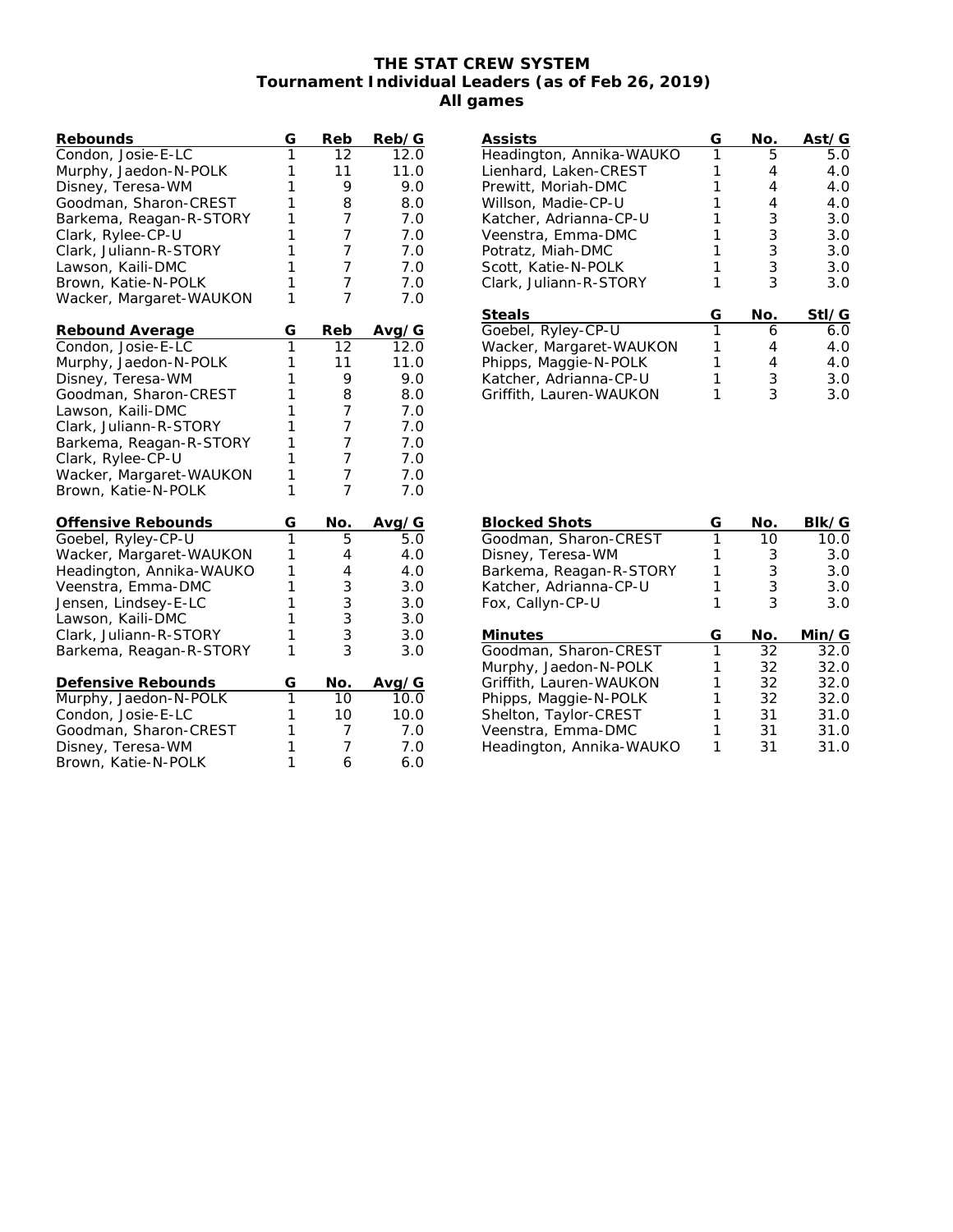# THE STAT CREW SYSTEM
## Tournament Individual Leaders (as of Feb 26, 2019)
### All games

| Rebounds | G | Reb | Reb/G |
|---|---|---|---|
| Condon, Josie-E-LC | 1 | 12 | 12.0 |
| Murphy, Jaedon-N-POLK | 1 | 11 | 11.0 |
| Disney, Teresa-WM | 1 | 9 | 9.0 |
| Goodman, Sharon-CREST | 1 | 8 | 8.0 |
| Barkema, Reagan-R-STORY | 1 | 7 | 7.0 |
| Clark, Rylee-CP-U | 1 | 7 | 7.0 |
| Clark, Juliann-R-STORY | 1 | 7 | 7.0 |
| Lawson, Kaili-DMC | 1 | 7 | 7.0 |
| Brown, Katie-N-POLK | 1 | 7 | 7.0 |
| Wacker, Margaret-WAUKON | 1 | 7 | 7.0 |

| Rebound Average | G | Reb | Avg/G |
|---|---|---|---|
| Condon, Josie-E-LC | 1 | 12 | 12.0 |
| Murphy, Jaedon-N-POLK | 1 | 11 | 11.0 |
| Disney, Teresa-WM | 1 | 9 | 9.0 |
| Goodman, Sharon-CREST | 1 | 8 | 8.0 |
| Lawson, Kaili-DMC | 1 | 7 | 7.0 |
| Clark, Juliann-R-STORY | 1 | 7 | 7.0 |
| Barkema, Reagan-R-STORY | 1 | 7 | 7.0 |
| Clark, Rylee-CP-U | 1 | 7 | 7.0 |
| Wacker, Margaret-WAUKON | 1 | 7 | 7.0 |
| Brown, Katie-N-POLK | 1 | 7 | 7.0 |

| Offensive Rebounds | G | No. | Avg/G |
|---|---|---|---|
| Goebel, Ryley-CP-U | 1 | 5 | 5.0 |
| Wacker, Margaret-WAUKON | 1 | 4 | 4.0 |
| Headington, Annika-WAUKO | 1 | 4 | 4.0 |
| Veenstra, Emma-DMC | 1 | 3 | 3.0 |
| Jensen, Lindsey-E-LC | 1 | 3 | 3.0 |
| Lawson, Kaili-DMC | 1 | 3 | 3.0 |
| Clark, Juliann-R-STORY | 1 | 3 | 3.0 |
| Barkema, Reagan-R-STORY | 1 | 3 | 3.0 |

| Defensive Rebounds | G | No. | Avg/G |
|---|---|---|---|
| Murphy, Jaedon-N-POLK | 1 | 10 | 10.0 |
| Condon, Josie-E-LC | 1 | 10 | 10.0 |
| Goodman, Sharon-CREST | 1 | 7 | 7.0 |
| Disney, Teresa-WM | 1 | 7 | 7.0 |
| Brown, Katie-N-POLK | 1 | 6 | 6.0 |

| Assists | G | No. | Ast/G |
|---|---|---|---|
| Headington, Annika-WAUKO | 1 | 5 | 5.0 |
| Lienhard, Laken-CREST | 1 | 4 | 4.0 |
| Prewitt, Moriah-DMC | 1 | 4 | 4.0 |
| Willson, Madie-CP-U | 1 | 4 | 4.0 |
| Katcher, Adrianna-CP-U | 1 | 3 | 3.0 |
| Veenstra, Emma-DMC | 1 | 3 | 3.0 |
| Potratz, Miah-DMC | 1 | 3 | 3.0 |
| Scott, Katie-N-POLK | 1 | 3 | 3.0 |
| Clark, Juliann-R-STORY | 1 | 3 | 3.0 |

| Steals | G | No. | Stl/G |
|---|---|---|---|
| Goebel, Ryley-CP-U | 1 | 6 | 6.0 |
| Wacker, Margaret-WAUKON | 1 | 4 | 4.0 |
| Phipps, Maggie-N-POLK | 1 | 4 | 4.0 |
| Katcher, Adrianna-CP-U | 1 | 3 | 3.0 |
| Griffith, Lauren-WAUKON | 1 | 3 | 3.0 |

| Blocked Shots | G | No. | Blk/G |
|---|---|---|---|
| Goodman, Sharon-CREST | 1 | 10 | 10.0 |
| Disney, Teresa-WM | 1 | 3 | 3.0 |
| Barkema, Reagan-R-STORY | 1 | 3 | 3.0 |
| Katcher, Adrianna-CP-U | 1 | 3 | 3.0 |
| Fox, Callyn-CP-U | 1 | 3 | 3.0 |

| Minutes | G | No. | Min/G |
|---|---|---|---|
| Goodman, Sharon-CREST | 1 | 32 | 32.0 |
| Murphy, Jaedon-N-POLK | 1 | 32 | 32.0 |
| Griffith, Lauren-WAUKON | 1 | 32 | 32.0 |
| Phipps, Maggie-N-POLK | 1 | 32 | 32.0 |
| Shelton, Taylor-CREST | 1 | 31 | 31.0 |
| Veenstra, Emma-DMC | 1 | 31 | 31.0 |
| Headington, Annika-WAUKO | 1 | 31 | 31.0 |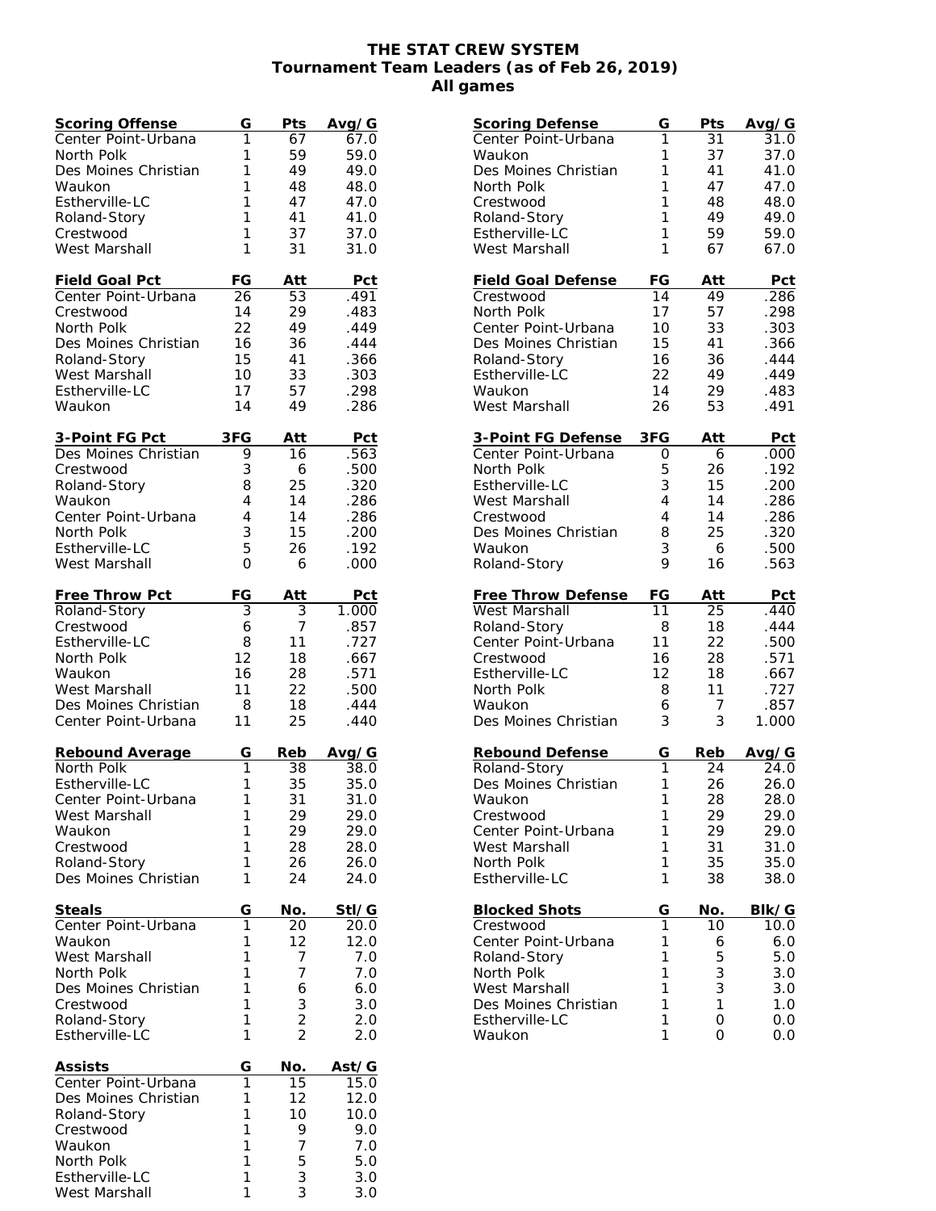# THE STAT CREW SYSTEM
## Tournament Team Leaders (as of Feb 26, 2019)
### All games

| Scoring Offense | G | Pts | Avg/G |
|---|---|---|---|
| Center Point-Urbana | 1 | 67 | 67.0 |
| North Polk | 1 | 59 | 59.0 |
| Des Moines Christian | 1 | 49 | 49.0 |
| Waukon | 1 | 48 | 48.0 |
| Estherville-LC | 1 | 47 | 47.0 |
| Roland-Story | 1 | 41 | 41.0 |
| Crestwood | 1 | 37 | 37.0 |
| West Marshall | 1 | 31 | 31.0 |

| Field Goal Pct | FG | Att | Pct |
|---|---|---|---|
| Center Point-Urbana | 26 | 53 | .491 |
| Crestwood | 14 | 29 | .483 |
| North Polk | 22 | 49 | .449 |
| Des Moines Christian | 16 | 36 | .444 |
| Roland-Story | 15 | 41 | .366 |
| West Marshall | 10 | 33 | .303 |
| Estherville-LC | 17 | 57 | .298 |
| Waukon | 14 | 49 | .286 |

| 3-Point FG Pct | 3FG | Att | Pct |
|---|---|---|---|
| Des Moines Christian | 9 | 16 | .563 |
| Crestwood | 3 | 6 | .500 |
| Roland-Story | 8 | 25 | .320 |
| Waukon | 4 | 14 | .286 |
| Center Point-Urbana | 4 | 14 | .286 |
| North Polk | 3 | 15 | .200 |
| Estherville-LC | 5 | 26 | .192 |
| West Marshall | 0 | 6 | .000 |

| Free Throw Pct | FG | Att | Pct |
|---|---|---|---|
| Roland-Story | 3 | 3 | 1.000 |
| Crestwood | 6 | 7 | .857 |
| Estherville-LC | 8 | 11 | .727 |
| North Polk | 12 | 18 | .667 |
| Waukon | 16 | 28 | .571 |
| West Marshall | 11 | 22 | .500 |
| Des Moines Christian | 8 | 18 | .444 |
| Center Point-Urbana | 11 | 25 | .440 |

| Rebound Average | G | Reb | Avg/G |
|---|---|---|---|
| North Polk | 1 | 38 | 38.0 |
| Estherville-LC | 1 | 35 | 35.0 |
| Center Point-Urbana | 1 | 31 | 31.0 |
| West Marshall | 1 | 29 | 29.0 |
| Waukon | 1 | 29 | 29.0 |
| Crestwood | 1 | 28 | 28.0 |
| Roland-Story | 1 | 26 | 26.0 |
| Des Moines Christian | 1 | 24 | 24.0 |

| Steals | G | No. | Stl/G |
|---|---|---|---|
| Center Point-Urbana | 1 | 20 | 20.0 |
| Waukon | 1 | 12 | 12.0 |
| West Marshall | 1 | 7 | 7.0 |
| North Polk | 1 | 7 | 7.0 |
| Des Moines Christian | 1 | 6 | 6.0 |
| Crestwood | 1 | 3 | 3.0 |
| Roland-Story | 1 | 2 | 2.0 |
| Estherville-LC | 1 | 2 | 2.0 |

| Assists | G | No. | Ast/G |
|---|---|---|---|
| Center Point-Urbana | 1 | 15 | 15.0 |
| Des Moines Christian | 1 | 12 | 12.0 |
| Roland-Story | 1 | 10 | 10.0 |
| Crestwood | 1 | 9 | 9.0 |
| Waukon | 1 | 7 | 7.0 |
| North Polk | 1 | 5 | 5.0 |
| Estherville-LC | 1 | 3 | 3.0 |
| West Marshall | 1 | 3 | 3.0 |

| Scoring Defense | G | Pts | Avg/G |
|---|---|---|---|
| Center Point-Urbana | 1 | 31 | 31.0 |
| Waukon | 1 | 37 | 37.0 |
| Des Moines Christian | 1 | 41 | 41.0 |
| North Polk | 1 | 47 | 47.0 |
| Crestwood | 1 | 48 | 48.0 |
| Roland-Story | 1 | 49 | 49.0 |
| Estherville-LC | 1 | 59 | 59.0 |
| West Marshall | 1 | 67 | 67.0 |

| Field Goal Defense | FG | Att | Pct |
|---|---|---|---|
| Crestwood | 14 | 49 | .286 |
| North Polk | 17 | 57 | .298 |
| Center Point-Urbana | 10 | 33 | .303 |
| Des Moines Christian | 15 | 41 | .366 |
| Roland-Story | 16 | 36 | .444 |
| Estherville-LC | 22 | 49 | .449 |
| Waukon | 14 | 29 | .483 |
| West Marshall | 26 | 53 | .491 |

| 3-Point FG Defense | 3FG | Att | Pct |
|---|---|---|---|
| Center Point-Urbana | 0 | 6 | .000 |
| North Polk | 5 | 26 | .192 |
| Estherville-LC | 3 | 15 | .200 |
| West Marshall | 4 | 14 | .286 |
| Crestwood | 4 | 14 | .286 |
| Des Moines Christian | 8 | 25 | .320 |
| Waukon | 3 | 6 | .500 |
| Roland-Story | 9 | 16 | .563 |

| Free Throw Defense | FG | Att | Pct |
|---|---|---|---|
| West Marshall | 11 | 25 | .440 |
| Roland-Story | 8 | 18 | .444 |
| Center Point-Urbana | 11 | 22 | .500 |
| Crestwood | 16 | 28 | .571 |
| Estherville-LC | 12 | 18 | .667 |
| North Polk | 8 | 11 | .727 |
| Waukon | 6 | 7 | .857 |
| Des Moines Christian | 3 | 3 | 1.000 |

| Rebound Defense | G | Reb | Avg/G |
|---|---|---|---|
| Roland-Story | 1 | 24 | 24.0 |
| Des Moines Christian | 1 | 26 | 26.0 |
| Waukon | 1 | 28 | 28.0 |
| Crestwood | 1 | 29 | 29.0 |
| Center Point-Urbana | 1 | 29 | 29.0 |
| West Marshall | 1 | 31 | 31.0 |
| North Polk | 1 | 35 | 35.0 |
| Estherville-LC | 1 | 38 | 38.0 |

| Blocked Shots | G | No. | Blk/G |
|---|---|---|---|
| Crestwood | 1 | 10 | 10.0 |
| Center Point-Urbana | 1 | 6 | 6.0 |
| Roland-Story | 1 | 5 | 5.0 |
| North Polk | 1 | 3 | 3.0 |
| West Marshall | 1 | 3 | 3.0 |
| Des Moines Christian | 1 | 1 | 1.0 |
| Estherville-LC | 1 | 0 | 0.0 |
| Waukon | 1 | 0 | 0.0 |